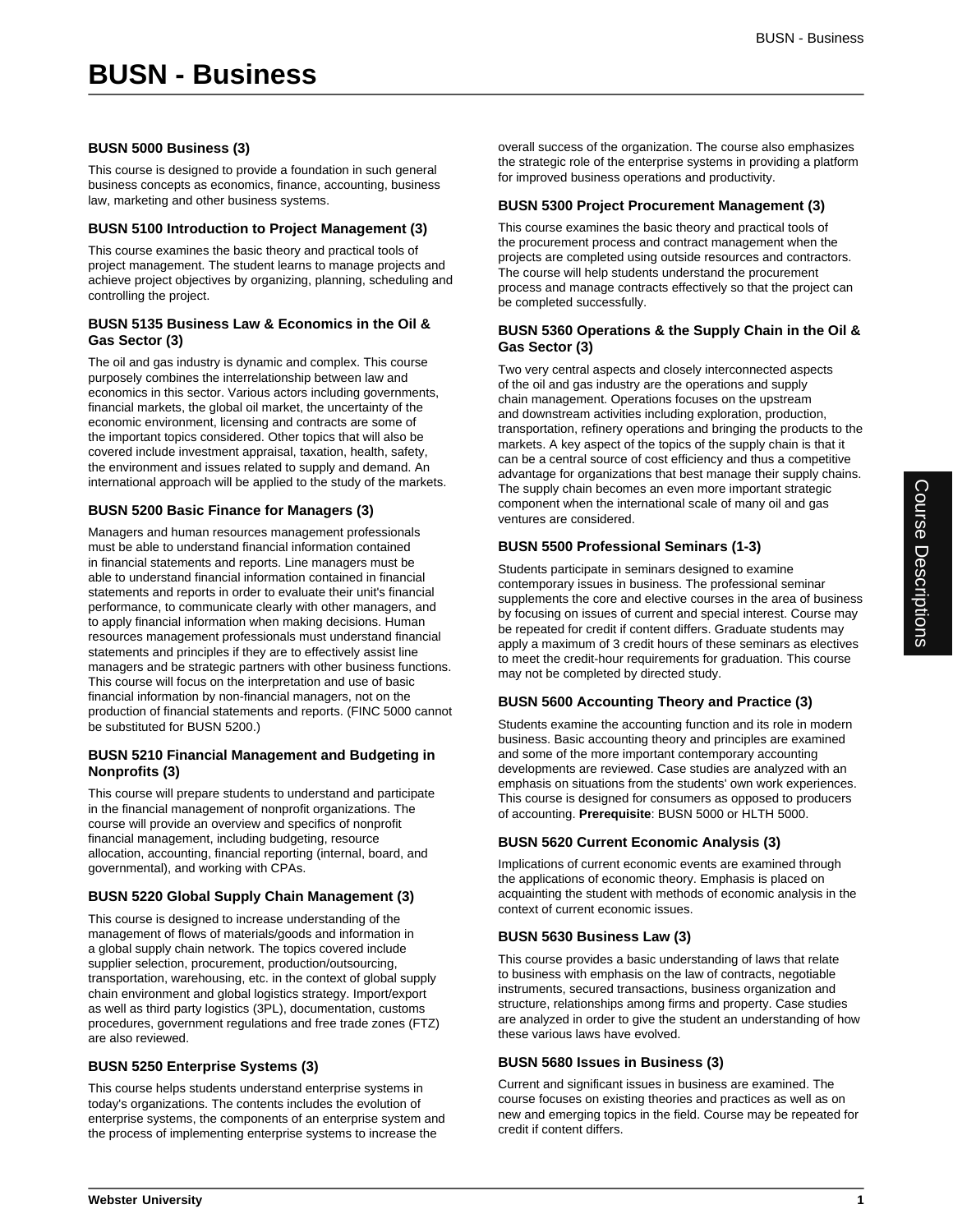# BUSN - Business

### BUSN 5000 Business (3)

This course is designed to provide a foundation in such general business concepts as economics, finance, accounting, business law, marketing and other business systems.

### BUSN 5100 Introduction to Project Management (3)

This course examines the basic theory and practical tools of project management. The student learns to manage projects and achieve project objectives by organizing, planning, scheduling and controlling the project.

### BUSN 5135 Business Law & Economics in the Oil & Gas Sector (3)

The oil and gas industry is dynamic and complex. This course purposely combines the interrelationship between law and economics in this sector. Various actors including governments, financial markets, the global oil market, the uncertainty of the economic environment, licensing and contracts are some of the important topics considered. Other topics that will also be covered include investment appraisal, taxation, health, safety, the environment and issues related to supply and demand. An international approach will be applied to the study of the markets.

### BUSN 5200 Basic Finance for Managers (3)

Managers and human resources management professionals must be able to understand financial information contained in financial statements and reports. Line managers must be able to understand financial information contained in financial statements and reports in order to evaluate their unit's financial performance, to communicate clearly with other managers, and to apply financial information when making decisions. Human resources management professionals must understand financial statements and principles if they are to effectively assist line managers and be strategic partners with other business functions. This course will focus on the interpretation and use of basic financial information by non-financial managers, not on the production of financial statements and reports. (FINC 5000 cannot be substituted for BUSN 5200.)

### BUSN 5210 Financial Management and Budgeting in Nonprofits (3)

This course will prepare students to understand and participate in the financial management of nonprofit organizations. The course will provide an overview and specifics of nonprofit financial management, including budgeting, resource allocation, accounting, financial reporting (internal, board, and governmental), and working with CPAs.

### BUSN 5220 Global Supply Chain Management (3)

This course is designed to increase understanding of the management of flows of materials/goods and information in a global supply chain network. The topics covered include supplier selection, procurement, production/outsourcing, transportation, warehousing, etc. in the context of global supply chain environment and global logistics strategy. Import/export as well as third party logistics (3PL), documentation, customs procedures, government regulations and free trade zones (FTZ) are also reviewed.

### BUSN 5250 Enterprise Systems (3)

This course helps students understand enterprise systems in today's organizations. The contents includes the evolution of enterprise systems, the components of an enterprise system and the process of implementing enterprise systems to increase the overall success of the organization. The course also emphasizes the strategic role of the enterprise systems in providing a platform for improved business operations and productivity.

### BUSN 5300 Project Procurement Management (3)

This course examines the basic theory and practical tools of the procurement process and contract management when the projects are completed using outside resources and contractors. The course will help students understand the procurement process and manage contracts effectively so that the project can be completed successfully.

### BUSN 5360 Operations & the Supply Chain in the Oil & Gas Sector (3)

Two very central aspects and closely interconnected aspects of the oil and gas industry are the operations and supply chain management. Operations focuses on the upstream and downstream activities including exploration, production, transportation, refinery operations and bringing the products to the markets. A key aspect of the topics of the supply chain is that it can be a central source of cost efficiency and thus a competitive advantage for organizations that best manage their supply chains. The supply chain becomes an even more important strategic component when the international scale of many oil and gas ventures are considered.

### BUSN 5500 Professional Seminars (1-3)

Students participate in seminars designed to examine contemporary issues in business. The professional seminar supplements the core and elective courses in the area of business by focusing on issues of current and special interest. Course may be repeated for credit if content differs. Graduate students may apply a maximum of 3 credit hours of these seminars as electives to meet the credit-hour requirements for graduation. This course may not be completed by directed study.

### BUSN 5600 Accounting Theory and Practice (3)

Students examine the accounting function and its role in modern business. Basic accounting theory and principles are examined and some of the more important contemporary accounting developments are reviewed. Case studies are analyzed with an emphasis on situations from the students' own work experiences. This course is designed for consumers as opposed to producers of accounting. **Prerequisite**: BUSN 5000 or HLTH 5000.

### BUSN 5620 Current Economic Analysis (3)

Implications of current economic events are examined through the applications of economic theory. Emphasis is placed on acquainting the student with methods of economic analysis in the context of current economic issues.

### BUSN 5630 Business Law (3)

This course provides a basic understanding of laws that relate to business with emphasis on the law of contracts, negotiable instruments, secured transactions, business organization and structure, relationships among firms and property. Case studies are analyzed in order to give the student an understanding of how these various laws have evolved.

### BUSN 5680 Issues in Business (3)

Current and significant issues in business are examined. The course focuses on existing theories and practices as well as on new and emerging topics in the field. Course may be repeated for credit if content differs.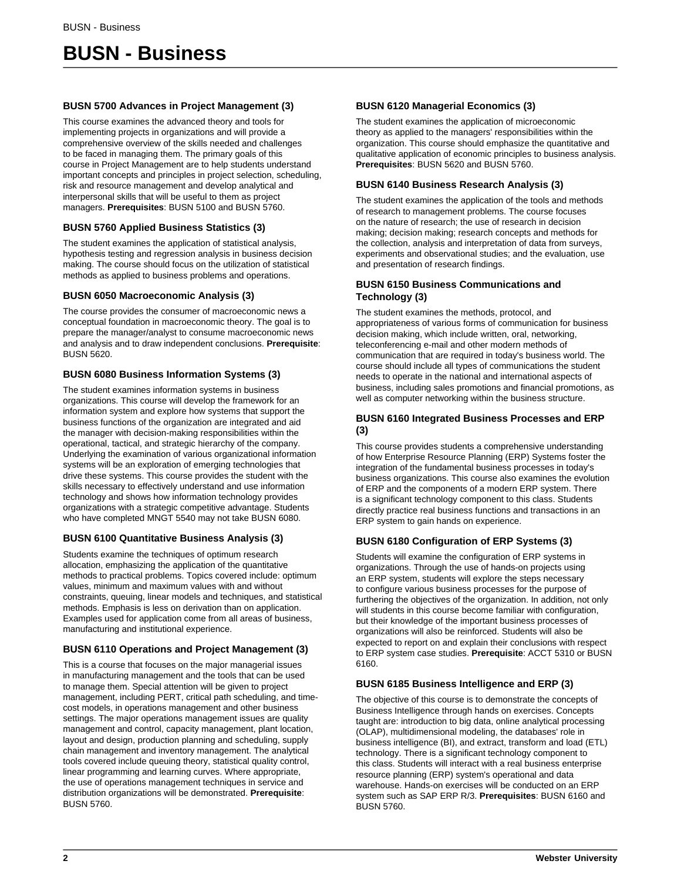# BUSN - Business

### BUSN 5700 Advances in Project Management (3)

This course examines the advanced theory and tools for implementing projects in organizations and will provide a comprehensive overview of the skills needed and challenges to be faced in managing them. The primary goals of this course in Project Management are to help students understand important concepts and principles in project selection, scheduling, risk and resource management and develop analytical and interpersonal skills that will be useful to them as project managers. **Prerequisites**: BUSN 5100 and BUSN 5760.

### BUSN 5760 Applied Business Statistics (3)

The student examines the application of statistical analysis, hypothesis testing and regression analysis in business decision making. The course should focus on the utilization of statistical methods as applied to business problems and operations.

### BUSN 6050 Macroeconomic Analysis (3)

The course provides the consumer of macroeconomic news a conceptual foundation in macroeconomic theory. The goal is to prepare the manager/analyst to consume macroeconomic news and analysis and to draw independent conclusions. **Prerequisite**: BUSN 5620.

### BUSN 6080 Business Information Systems (3)

The student examines information systems in business organizations. This course will develop the framework for an information system and explore how systems that support the business functions of the organization are integrated and aid the manager with decision-making responsibilities within the operational, tactical, and strategic hierarchy of the company. Underlying the examination of various organizational information systems will be an exploration of emerging technologies that drive these systems. This course provides the student with the skills necessary to effectively understand and use information technology and shows how information technology provides organizations with a strategic competitive advantage. Students who have completed MNGT 5540 may not take BUSN 6080.

### BUSN 6100 Quantitative Business Analysis (3)

Students examine the techniques of optimum research allocation, emphasizing the application of the quantitative methods to practical problems. Topics covered include: optimum values, minimum and maximum values with and without constraints, queuing, linear models and techniques, and statistical methods. Emphasis is less on derivation than on application. Examples used for application come from all areas of business, manufacturing and institutional experience.

### BUSN 6110 Operations and Project Management (3)

This is a course that focuses on the major managerial issues in manufacturing management and the tools that can be used to manage them. Special attention will be given to project management, including PERT, critical path scheduling, and time-cost models, in operations management and other business settings. The major operations management issues are quality management and control, capacity management, plant location, layout and design, production planning and scheduling, supply chain management and inventory management. The analytical tools covered include queuing theory, statistical quality control, linear programming and learning curves. Where appropriate, the use of operations management techniques in service and distribution organizations will be demonstrated. **Prerequisite**: BUSN 5760.

### BUSN 6120 Managerial Economics (3)

The student examines the application of microeconomic theory as applied to the managers' responsibilities within the organization. This course should emphasize the quantitative and qualitative application of economic principles to business analysis. **Prerequisites**: BUSN 5620 and BUSN 5760.

### BUSN 6140 Business Research Analysis (3)

The student examines the application of the tools and methods of research to management problems. The course focuses on the nature of research; the use of research in decision making; decision making; research concepts and methods for the collection, analysis and interpretation of data from surveys, experiments and observational studies; and the evaluation, use and presentation of research findings.

### BUSN 6150 Business Communications and Technology (3)

The student examines the methods, protocol, and appropriateness of various forms of communication for business decision making, which include written, oral, networking, teleconferencing e-mail and other modern methods of communication that are required in today's business world. The course should include all types of communications the student needs to operate in the national and international aspects of business, including sales promotions and financial promotions, as well as computer networking within the business structure.

### BUSN 6160 Integrated Business Processes and ERP (3)

This course provides students a comprehensive understanding of how Enterprise Resource Planning (ERP) Systems foster the integration of the fundamental business processes in today's business organizations. This course also examines the evolution of ERP and the components of a modern ERP system. There is a significant technology component to this class. Students directly practice real business functions and transactions in an ERP system to gain hands on experience.

### BUSN 6180 Configuration of ERP Systems (3)

Students will examine the configuration of ERP systems in organizations. Through the use of hands-on projects using an ERP system, students will explore the steps necessary to configure various business processes for the purpose of furthering the objectives of the organization. In addition, not only will students in this course become familiar with configuration, but their knowledge of the important business processes of organizations will also be reinforced. Students will also be expected to report on and explain their conclusions with respect to ERP system case studies. **Prerequisite**: ACCT 5310 or BUSN 6160.

### BUSN 6185 Business Intelligence and ERP (3)

The objective of this course is to demonstrate the concepts of Business Intelligence through hands on exercises. Concepts taught are: introduction to big data, online analytical processing (OLAP), multidimensional modeling, the databases' role in business intelligence (BI), and extract, transform and load (ETL) technology. There is a significant technology component to this class. Students will interact with a real business enterprise resource planning (ERP) system's operational and data warehouse. Hands-on exercises will be conducted on an ERP system such as SAP ERP R/3. **Prerequisites**: BUSN 6160 and BUSN 5760.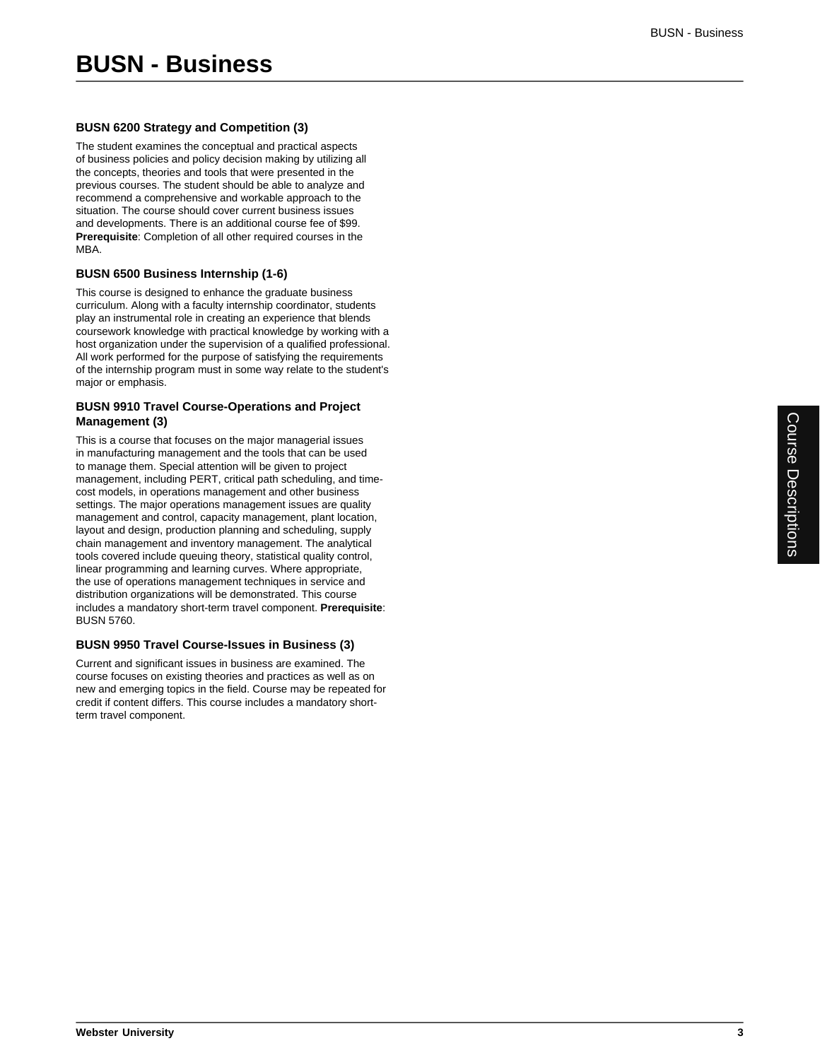# BUSN - Business

### BUSN 6200 Strategy and Competition (3)

The student examines the conceptual and practical aspects of business policies and policy decision making by utilizing all the concepts, theories and tools that were presented in the previous courses. The student should be able to analyze and recommend a comprehensive and workable approach to the situation. The course should cover current business issues and developments. There is an additional course fee of $99. **Prerequisite**: Completion of all other required courses in the MBA.

### BUSN 6500 Business Internship (1-6)

This course is designed to enhance the graduate business curriculum. Along with a faculty internship coordinator, students play an instrumental role in creating an experience that blends coursework knowledge with practical knowledge by working with a host organization under the supervision of a qualified professional. All work performed for the purpose of satisfying the requirements of the internship program must in some way relate to the student's major or emphasis.

### BUSN 9910 Travel Course-Operations and Project Management (3)

This is a course that focuses on the major managerial issues in manufacturing management and the tools that can be used to manage them. Special attention will be given to project management, including PERT, critical path scheduling, and time-cost models, in operations management and other business settings. The major operations management issues are quality management and control, capacity management, plant location, layout and design, production planning and scheduling, supply chain management and inventory management. The analytical tools covered include queuing theory, statistical quality control, linear programming and learning curves. Where appropriate, the use of operations management techniques in service and distribution organizations will be demonstrated. This course includes a mandatory short-term travel component. **Prerequisite**: BUSN 5760.

### BUSN 9950 Travel Course-Issues in Business (3)

Current and significant issues in business are examined. The course focuses on existing theories and practices as well as on new and emerging topics in the field. Course may be repeated for credit if content differs. This course includes a mandatory short-term travel component.